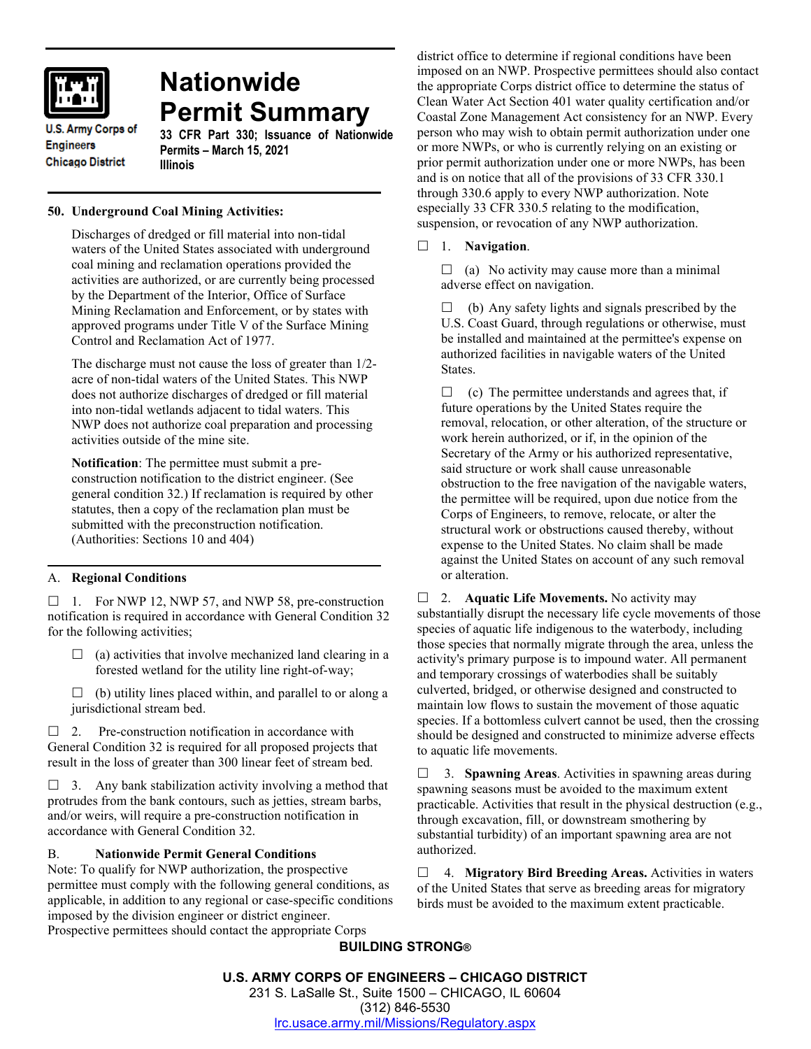U.S. Army Corps of Engineers
Chicago District

# Nationwide Permit Summary

**33 CFR Part 330; Issuance of Nationwide Permits – March 15, 2021**
**Illinois**

## 50. Underground Coal Mining Activities:

Discharges of dredged or fill material into non-tidal waters of the United States associated with underground coal mining and reclamation operations provided the activities are authorized, or are currently being processed by the Department of the Interior, Office of Surface Mining Reclamation and Enforcement, or by states with approved programs under Title V of the Surface Mining Control and Reclamation Act of 1977.

The discharge must not cause the loss of greater than 1/2-acre of non-tidal waters of the United States. This NWP does not authorize discharges of dredged or fill material into non-tidal wetlands adjacent to tidal waters. This NWP does not authorize coal preparation and processing activities outside of the mine site.

**Notification**: The permittee must submit a pre-construction notification to the district engineer. (See general condition 32.) If reclamation is required by other statutes, then a copy of the reclamation plan must be submitted with the preconstruction notification. (Authorities: Sections 10 and 404)

## A. Regional Conditions

☐ 1. For NWP 12, NWP 57, and NWP 58, pre-construction notification is required in accordance with General Condition 32 for the following activities;

☐ (a) activities that involve mechanized land clearing in a forested wetland for the utility line right-of-way;

☐ (b) utility lines placed within, and parallel to or along a jurisdictional stream bed.

☐ 2. Pre-construction notification in accordance with General Condition 32 is required for all proposed projects that result in the loss of greater than 300 linear feet of stream bed.

☐ 3. Any bank stabilization activity involving a method that protrudes from the bank contours, such as jetties, stream barbs, and/or weirs, will require a pre-construction notification in accordance with General Condition 32.

## B. Nationwide Permit General Conditions

Note: To qualify for NWP authorization, the prospective permittee must comply with the following general conditions, as applicable, in addition to any regional or case-specific conditions imposed by the division engineer or district engineer. Prospective permittees should contact the appropriate Corps district office to determine if regional conditions have been imposed on an NWP. Prospective permittees should also contact the appropriate Corps district office to determine the status of Clean Water Act Section 401 water quality certification and/or Coastal Zone Management Act consistency for an NWP. Every person who may wish to obtain permit authorization under one or more NWPs, or who is currently relying on an existing or prior permit authorization under one or more NWPs, has been and is on notice that all of the provisions of 33 CFR 330.1 through 330.6 apply to every NWP authorization. Note especially 33 CFR 330.5 relating to the modification, suspension, or revocation of any NWP authorization.

☐ 1. **Navigation**.

☐ (a) No activity may cause more than a minimal adverse effect on navigation.

☐ (b) Any safety lights and signals prescribed by the U.S. Coast Guard, through regulations or otherwise, must be installed and maintained at the permittee's expense on authorized facilities in navigable waters of the United States.

☐ (c) The permittee understands and agrees that, if future operations by the United States require the removal, relocation, or other alteration, of the structure or work herein authorized, or if, in the opinion of the Secretary of the Army or his authorized representative, said structure or work shall cause unreasonable obstruction to the free navigation of the navigable waters, the permittee will be required, upon due notice from the Corps of Engineers, to remove, relocate, or alter the structural work or obstructions caused thereby, without expense to the United States. No claim shall be made against the United States on account of any such removal or alteration.

☐ 2. **Aquatic Life Movements.** No activity may substantially disrupt the necessary life cycle movements of those species of aquatic life indigenous to the waterbody, including those species that normally migrate through the area, unless the activity's primary purpose is to impound water. All permanent and temporary crossings of waterbodies shall be suitably culverted, bridged, or otherwise designed and constructed to maintain low flows to sustain the movement of those aquatic species. If a bottomless culvert cannot be used, then the crossing should be designed and constructed to minimize adverse effects to aquatic life movements.

☐ 3. **Spawning Areas**. Activities in spawning areas during spawning seasons must be avoided to the maximum extent practicable. Activities that result in the physical destruction (e.g., through excavation, fill, or downstream smothering by substantial turbidity) of an important spawning area are not authorized.

☐ 4. **Migratory Bird Breeding Areas.** Activities in waters of the United States that serve as breeding areas for migratory birds must be avoided to the maximum extent practicable.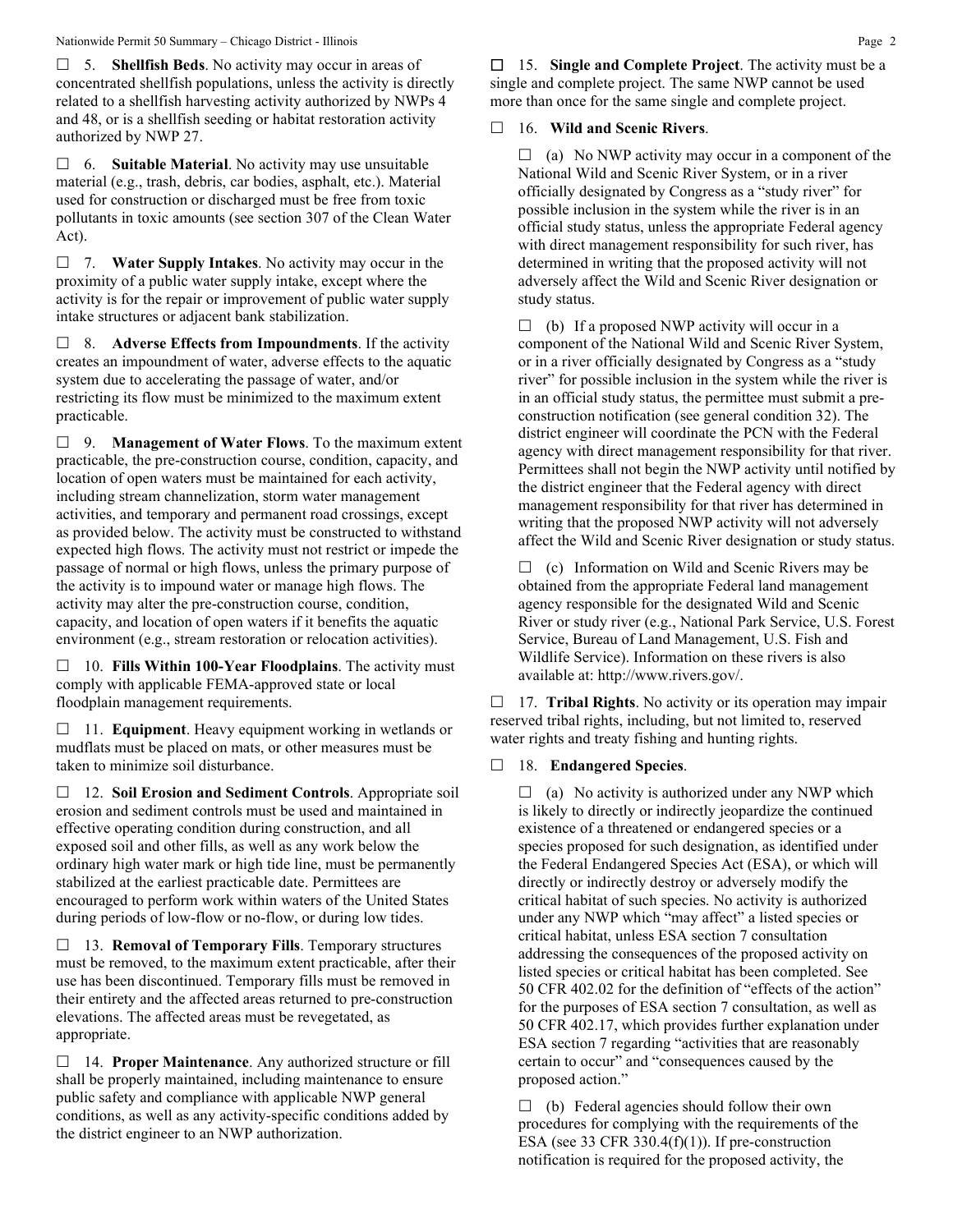☐ 5. **Shellfish Beds**. No activity may occur in areas of concentrated shellfish populations, unless the activity is directly related to a shellfish harvesting activity authorized by NWPs 4 and 48, or is a shellfish seeding or habitat restoration activity authorized by NWP 27.

☐ 6. **Suitable Material**. No activity may use unsuitable material (e.g., trash, debris, car bodies, asphalt, etc.). Material used for construction or discharged must be free from toxic pollutants in toxic amounts (see section 307 of the Clean Water Act).

☐ 7. **Water Supply Intakes**. No activity may occur in the proximity of a public water supply intake, except where the activity is for the repair or improvement of public water supply intake structures or adjacent bank stabilization.

☐ 8. **Adverse Effects from Impoundments**. If the activity creates an impoundment of water, adverse effects to the aquatic system due to accelerating the passage of water, and/or restricting its flow must be minimized to the maximum extent practicable.

☐ 9. **Management of Water Flows**. To the maximum extent practicable, the pre-construction course, condition, capacity, and location of open waters must be maintained for each activity, including stream channelization, storm water management activities, and temporary and permanent road crossings, except as provided below. The activity must be constructed to withstand expected high flows. The activity must not restrict or impede the passage of normal or high flows, unless the primary purpose of the activity is to impound water or manage high flows. The activity may alter the pre-construction course, condition, capacity, and location of open waters if it benefits the aquatic environment (e.g., stream restoration or relocation activities).

☐ 10. **Fills Within 100-Year Floodplains**. The activity must comply with applicable FEMA-approved state or local floodplain management requirements.

☐ 11. **Equipment**. Heavy equipment working in wetlands or mudflats must be placed on mats, or other measures must be taken to minimize soil disturbance.

☐ 12. **Soil Erosion and Sediment Controls**. Appropriate soil erosion and sediment controls must be used and maintained in effective operating condition during construction, and all exposed soil and other fills, as well as any work below the ordinary high water mark or high tide line, must be permanently stabilized at the earliest practicable date. Permittees are encouraged to perform work within waters of the United States during periods of low-flow or no-flow, or during low tides.

☐ 13. **Removal of Temporary Fills**. Temporary structures must be removed, to the maximum extent practicable, after their use has been discontinued. Temporary fills must be removed in their entirety and the affected areas returned to pre-construction elevations. The affected areas must be revegetated, as appropriate.

☐ 14. **Proper Maintenance**. Any authorized structure or fill shall be properly maintained, including maintenance to ensure public safety and compliance with applicable NWP general conditions, as well as any activity-specific conditions added by the district engineer to an NWP authorization.

☐ 15. **Single and Complete Project**. The activity must be a single and complete project. The same NWP cannot be used more than once for the same single and complete project.

☐ 16. **Wild and Scenic Rivers**.

☐ (a) No NWP activity may occur in a component of the National Wild and Scenic River System, or in a river officially designated by Congress as a "study river" for possible inclusion in the system while the river is in an official study status, unless the appropriate Federal agency with direct management responsibility for such river, has determined in writing that the proposed activity will not adversely affect the Wild and Scenic River designation or study status.

☐ (b) If a proposed NWP activity will occur in a component of the National Wild and Scenic River System, or in a river officially designated by Congress as a "study river" for possible inclusion in the system while the river is in an official study status, the permittee must submit a pre-construction notification (see general condition 32). The district engineer will coordinate the PCN with the Federal agency with direct management responsibility for that river. Permittees shall not begin the NWP activity until notified by the district engineer that the Federal agency with direct management responsibility for that river has determined in writing that the proposed NWP activity will not adversely affect the Wild and Scenic River designation or study status.

☐ (c) Information on Wild and Scenic Rivers may be obtained from the appropriate Federal land management agency responsible for the designated Wild and Scenic River or study river (e.g., National Park Service, U.S. Forest Service, Bureau of Land Management, U.S. Fish and Wildlife Service). Information on these rivers is also available at: http://www.rivers.gov/.

☐ 17. **Tribal Rights**. No activity or its operation may impair reserved tribal rights, including, but not limited to, reserved water rights and treaty fishing and hunting rights.

☐ 18. **Endangered Species**.

☐ (a) No activity is authorized under any NWP which is likely to directly or indirectly jeopardize the continued existence of a threatened or endangered species or a species proposed for such designation, as identified under the Federal Endangered Species Act (ESA), or which will directly or indirectly destroy or adversely modify the critical habitat of such species. No activity is authorized under any NWP which "may affect" a listed species or critical habitat, unless ESA section 7 consultation addressing the consequences of the proposed activity on listed species or critical habitat has been completed. See 50 CFR 402.02 for the definition of "effects of the action" for the purposes of ESA section 7 consultation, as well as 50 CFR 402.17, which provides further explanation under ESA section 7 regarding "activities that are reasonably certain to occur" and "consequences caused by the proposed action."

☐ (b) Federal agencies should follow their own procedures for complying with the requirements of the ESA (see 33 CFR 330.4(f)(1)). If pre-construction notification is required for the proposed activity, the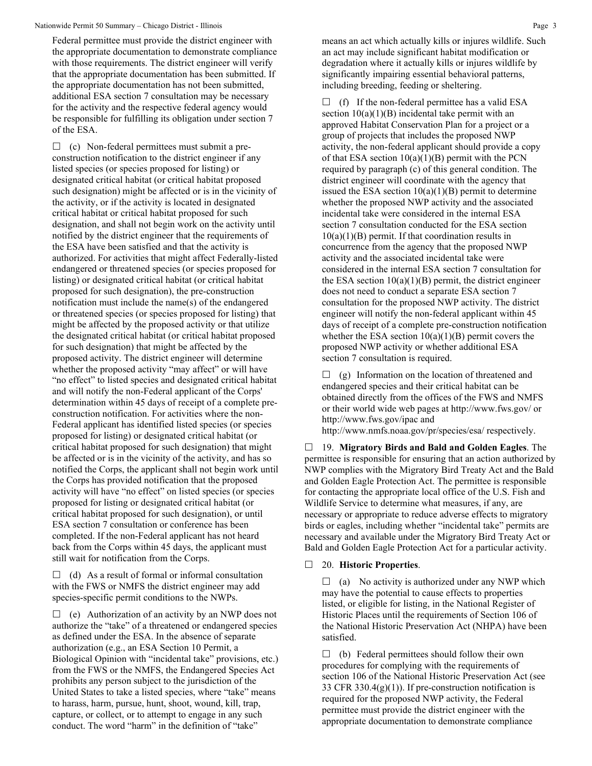Federal permittee must provide the district engineer with the appropriate documentation to demonstrate compliance with those requirements. The district engineer will verify that the appropriate documentation has been submitted. If the appropriate documentation has not been submitted, additional ESA section 7 consultation may be necessary for the activity and the respective federal agency would be responsible for fulfilling its obligation under section 7 of the ESA.

☐ (c) Non-federal permittees must submit a pre-construction notification to the district engineer if any listed species (or species proposed for listing) or designated critical habitat (or critical habitat proposed such designation) might be affected or is in the vicinity of the activity, or if the activity is located in designated critical habitat or critical habitat proposed for such designation, and shall not begin work on the activity until notified by the district engineer that the requirements of the ESA have been satisfied and that the activity is authorized. For activities that might affect Federally-listed endangered or threatened species (or species proposed for listing) or designated critical habitat (or critical habitat proposed for such designation), the pre-construction notification must include the name(s) of the endangered or threatened species (or species proposed for listing) that might be affected by the proposed activity or that utilize the designated critical habitat (or critical habitat proposed for such designation) that might be affected by the proposed activity. The district engineer will determine whether the proposed activity "may affect" or will have "no effect" to listed species and designated critical habitat and will notify the non-Federal applicant of the Corps' determination within 45 days of receipt of a complete pre-construction notification. For activities where the non-Federal applicant has identified listed species (or species proposed for listing) or designated critical habitat (or critical habitat proposed for such designation) that might be affected or is in the vicinity of the activity, and has so notified the Corps, the applicant shall not begin work until the Corps has provided notification that the proposed activity will have "no effect" on listed species (or species proposed for listing or designated critical habitat (or critical habitat proposed for such designation), or until ESA section 7 consultation or conference has been completed. If the non-Federal applicant has not heard back from the Corps within 45 days, the applicant must still wait for notification from the Corps.

☐ (d) As a result of formal or informal consultation with the FWS or NMFS the district engineer may add species-specific permit conditions to the NWPs.

☐ (e) Authorization of an activity by an NWP does not authorize the "take" of a threatened or endangered species as defined under the ESA. In the absence of separate authorization (e.g., an ESA Section 10 Permit, a Biological Opinion with "incidental take" provisions, etc.) from the FWS or the NMFS, the Endangered Species Act prohibits any person subject to the jurisdiction of the United States to take a listed species, where "take" means to harass, harm, pursue, hunt, shoot, wound, kill, trap, capture, or collect, or to attempt to engage in any such conduct. The word "harm" in the definition of "take" means an act which actually kills or injures wildlife. Such an act may include significant habitat modification or degradation where it actually kills or injures wildlife by significantly impairing essential behavioral patterns, including breeding, feeding or sheltering.

☐ (f) If the non-federal permittee has a valid ESA section 10(a)(1)(B) incidental take permit with an approved Habitat Conservation Plan for a project or a group of projects that includes the proposed NWP activity, the non-federal applicant should provide a copy of that ESA section 10(a)(1)(B) permit with the PCN required by paragraph (c) of this general condition. The district engineer will coordinate with the agency that issued the ESA section 10(a)(1)(B) permit to determine whether the proposed NWP activity and the associated incidental take were considered in the internal ESA section 7 consultation conducted for the ESA section 10(a)(1)(B) permit. If that coordination results in concurrence from the agency that the proposed NWP activity and the associated incidental take were considered in the internal ESA section 7 consultation for the ESA section 10(a)(1)(B) permit, the district engineer does not need to conduct a separate ESA section 7 consultation for the proposed NWP activity. The district engineer will notify the non-federal applicant within 45 days of receipt of a complete pre-construction notification whether the ESA section 10(a)(1)(B) permit covers the proposed NWP activity or whether additional ESA section 7 consultation is required.

☐ (g) Information on the location of threatened and endangered species and their critical habitat can be obtained directly from the offices of the FWS and NMFS or their world wide web pages at http://www.fws.gov/ or http://www.fws.gov/ipac and http://www.nmfs.noaa.gov/pr/species/esa/ respectively.

☐ 19. **Migratory Birds and Bald and Golden Eagles**. The permittee is responsible for ensuring that an action authorized by NWP complies with the Migratory Bird Treaty Act and the Bald and Golden Eagle Protection Act. The permittee is responsible for contacting the appropriate local office of the U.S. Fish and Wildlife Service to determine what measures, if any, are necessary or appropriate to reduce adverse effects to migratory birds or eagles, including whether "incidental take" permits are necessary and available under the Migratory Bird Treaty Act or Bald and Golden Eagle Protection Act for a particular activity.

☐ 20. **Historic Properties**.

☐ (a) No activity is authorized under any NWP which may have the potential to cause effects to properties listed, or eligible for listing, in the National Register of Historic Places until the requirements of Section 106 of the National Historic Preservation Act (NHPA) have been satisfied.

☐ (b) Federal permittees should follow their own procedures for complying with the requirements of section 106 of the National Historic Preservation Act (see 33 CFR 330.4(g)(1)). If pre-construction notification is required for the proposed NWP activity, the Federal permittee must provide the district engineer with the appropriate documentation to demonstrate compliance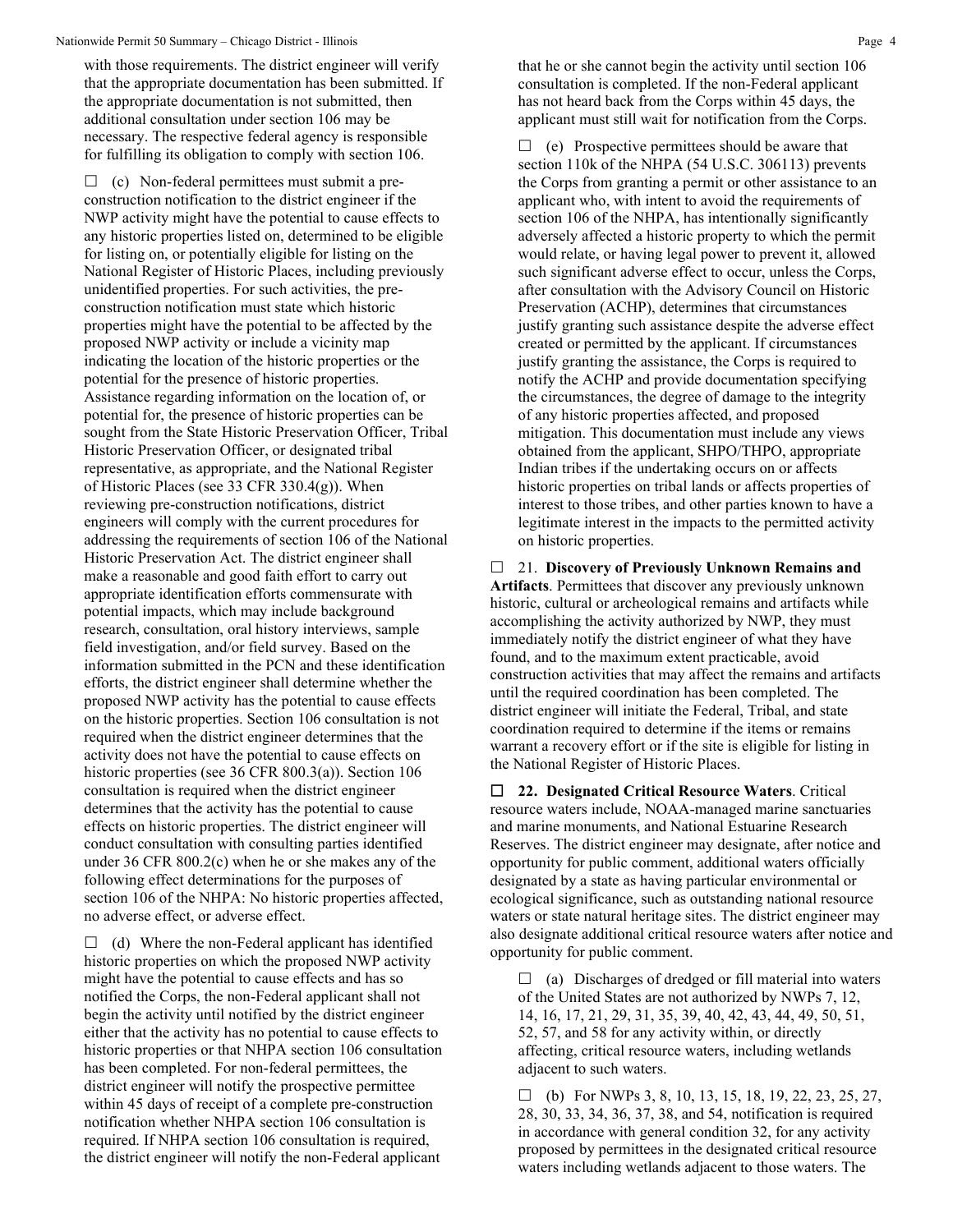with those requirements. The district engineer will verify that the appropriate documentation has been submitted. If the appropriate documentation is not submitted, then additional consultation under section 106 may be necessary. The respective federal agency is responsible for fulfilling its obligation to comply with section 106.

☐ (c) Non-federal permittees must submit a pre-construction notification to the district engineer if the NWP activity might have the potential to cause effects to any historic properties listed on, determined to be eligible for listing on, or potentially eligible for listing on the National Register of Historic Places, including previously unidentified properties. For such activities, the pre-construction notification must state which historic properties might have the potential to be affected by the proposed NWP activity or include a vicinity map indicating the location of the historic properties or the potential for the presence of historic properties. Assistance regarding information on the location of, or potential for, the presence of historic properties can be sought from the State Historic Preservation Officer, Tribal Historic Preservation Officer, or designated tribal representative, as appropriate, and the National Register of Historic Places (see 33 CFR 330.4(g)). When reviewing pre-construction notifications, district engineers will comply with the current procedures for addressing the requirements of section 106 of the National Historic Preservation Act. The district engineer shall make a reasonable and good faith effort to carry out appropriate identification efforts commensurate with potential impacts, which may include background research, consultation, oral history interviews, sample field investigation, and/or field survey. Based on the information submitted in the PCN and these identification efforts, the district engineer shall determine whether the proposed NWP activity has the potential to cause effects on the historic properties. Section 106 consultation is not required when the district engineer determines that the activity does not have the potential to cause effects on historic properties (see 36 CFR 800.3(a)). Section 106 consultation is required when the district engineer determines that the activity has the potential to cause effects on historic properties. The district engineer will conduct consultation with consulting parties identified under 36 CFR 800.2(c) when he or she makes any of the following effect determinations for the purposes of section 106 of the NHPA: No historic properties affected, no adverse effect, or adverse effect.

☐ (d) Where the non-Federal applicant has identified historic properties on which the proposed NWP activity might have the potential to cause effects and has so notified the Corps, the non-Federal applicant shall not begin the activity until notified by the district engineer either that the activity has no potential to cause effects to historic properties or that NHPA section 106 consultation has been completed. For non-federal permittees, the district engineer will notify the prospective permittee within 45 days of receipt of a complete pre-construction notification whether NHPA section 106 consultation is required. If NHPA section 106 consultation is required, the district engineer will notify the non-Federal applicant that he or she cannot begin the activity until section 106 consultation is completed. If the non-Federal applicant has not heard back from the Corps within 45 days, the applicant must still wait for notification from the Corps.

☐ (e) Prospective permittees should be aware that section 110k of the NHPA (54 U.S.C. 306113) prevents the Corps from granting a permit or other assistance to an applicant who, with intent to avoid the requirements of section 106 of the NHPA, has intentionally significantly adversely affected a historic property to which the permit would relate, or having legal power to prevent it, allowed such significant adverse effect to occur, unless the Corps, after consultation with the Advisory Council on Historic Preservation (ACHP), determines that circumstances justify granting such assistance despite the adverse effect created or permitted by the applicant. If circumstances justify granting the assistance, the Corps is required to notify the ACHP and provide documentation specifying the circumstances, the degree of damage to the integrity of any historic properties affected, and proposed mitigation. This documentation must include any views obtained from the applicant, SHPO/THPO, appropriate Indian tribes if the undertaking occurs on or affects historic properties on tribal lands or affects properties of interest to those tribes, and other parties known to have a legitimate interest in the impacts to the permitted activity on historic properties.

☐ 21. **Discovery of Previously Unknown Remains and Artifacts**. Permittees that discover any previously unknown historic, cultural or archeological remains and artifacts while accomplishing the activity authorized by NWP, they must immediately notify the district engineer of what they have found, and to the maximum extent practicable, avoid construction activities that may affect the remains and artifacts until the required coordination has been completed. The district engineer will initiate the Federal, Tribal, and state coordination required to determine if the items or remains warrant a recovery effort or if the site is eligible for listing in the National Register of Historic Places.

☐ **22. Designated Critical Resource Waters**. Critical resource waters include, NOAA-managed marine sanctuaries and marine monuments, and National Estuarine Research Reserves. The district engineer may designate, after notice and opportunity for public comment, additional waters officially designated by a state as having particular environmental or ecological significance, such as outstanding national resource waters or state natural heritage sites. The district engineer may also designate additional critical resource waters after notice and opportunity for public comment.

☐ (a) Discharges of dredged or fill material into waters of the United States are not authorized by NWPs 7, 12, 14, 16, 17, 21, 29, 31, 35, 39, 40, 42, 43, 44, 49, 50, 51, 52, 57, and 58 for any activity within, or directly affecting, critical resource waters, including wetlands adjacent to such waters.

☐ (b) For NWPs 3, 8, 10, 13, 15, 18, 19, 22, 23, 25, 27, 28, 30, 33, 34, 36, 37, 38, and 54, notification is required in accordance with general condition 32, for any activity proposed by permittees in the designated critical resource waters including wetlands adjacent to those waters. The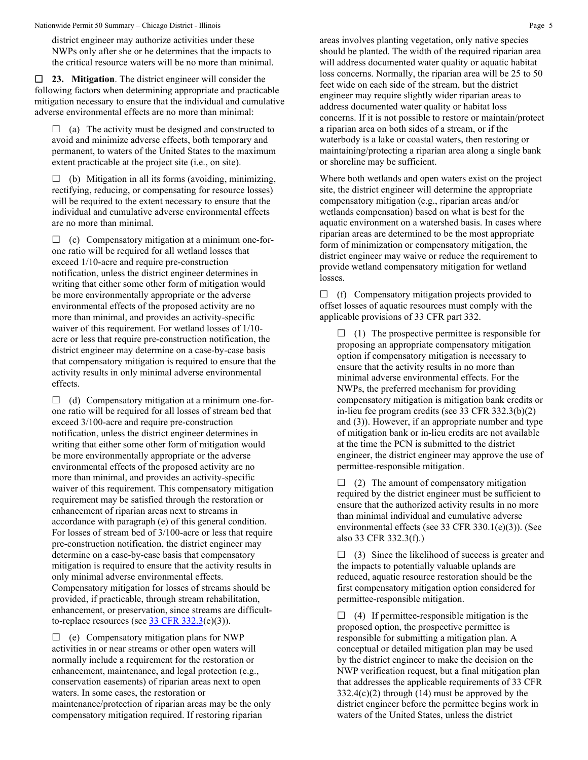district engineer may authorize activities under these NWPs only after she or he determines that the impacts to the critical resource waters will be no more than minimal.

☐ **23. Mitigation**. The district engineer will consider the following factors when determining appropriate and practicable mitigation necessary to ensure that the individual and cumulative adverse environmental effects are no more than minimal:

☐ (a) The activity must be designed and constructed to avoid and minimize adverse effects, both temporary and permanent, to waters of the United States to the maximum extent practicable at the project site (i.e., on site).

☐ (b) Mitigation in all its forms (avoiding, minimizing, rectifying, reducing, or compensating for resource losses) will be required to the extent necessary to ensure that the individual and cumulative adverse environmental effects are no more than minimal.

☐ (c) Compensatory mitigation at a minimum one-for-one ratio will be required for all wetland losses that exceed 1/10-acre and require pre-construction notification, unless the district engineer determines in writing that either some other form of mitigation would be more environmentally appropriate or the adverse environmental effects of the proposed activity are no more than minimal, and provides an activity-specific waiver of this requirement. For wetland losses of 1/10-acre or less that require pre-construction notification, the district engineer may determine on a case-by-case basis that compensatory mitigation is required to ensure that the activity results in only minimal adverse environmental effects.

☐ (d) Compensatory mitigation at a minimum one-for-one ratio will be required for all losses of stream bed that exceed 3/100-acre and require pre-construction notification, unless the district engineer determines in writing that either some other form of mitigation would be more environmentally appropriate or the adverse environmental effects of the proposed activity are no more than minimal, and provides an activity-specific waiver of this requirement. This compensatory mitigation requirement may be satisfied through the restoration or enhancement of riparian areas next to streams in accordance with paragraph (e) of this general condition. For losses of stream bed of 3/100-acre or less that require pre-construction notification, the district engineer may determine on a case-by-case basis that compensatory mitigation is required to ensure that the activity results in only minimal adverse environmental effects. Compensatory mitigation for losses of streams should be provided, if practicable, through stream rehabilitation, enhancement, or preservation, since streams are difficult-to-replace resources (see 33 CFR 332.3(e)(3)).

☐ (e) Compensatory mitigation plans for NWP activities in or near streams or other open waters will normally include a requirement for the restoration or enhancement, maintenance, and legal protection (e.g., conservation easements) of riparian areas next to open waters. In some cases, the restoration or maintenance/protection of riparian areas may be the only compensatory mitigation required. If restoring riparian areas involves planting vegetation, only native species should be planted. The width of the required riparian area will address documented water quality or aquatic habitat loss concerns. Normally, the riparian area will be 25 to 50 feet wide on each side of the stream, but the district engineer may require slightly wider riparian areas to address documented water quality or habitat loss concerns. If it is not possible to restore or maintain/protect a riparian area on both sides of a stream, or if the waterbody is a lake or coastal waters, then restoring or maintaining/protecting a riparian area along a single bank or shoreline may be sufficient.

Where both wetlands and open waters exist on the project site, the district engineer will determine the appropriate compensatory mitigation (e.g., riparian areas and/or wetlands compensation) based on what is best for the aquatic environment on a watershed basis. In cases where riparian areas are determined to be the most appropriate form of minimization or compensatory mitigation, the district engineer may waive or reduce the requirement to provide wetland compensatory mitigation for wetland losses.

☐ (f) Compensatory mitigation projects provided to offset losses of aquatic resources must comply with the applicable provisions of 33 CFR part 332.

☐ (1) The prospective permittee is responsible for proposing an appropriate compensatory mitigation option if compensatory mitigation is necessary to ensure that the activity results in no more than minimal adverse environmental effects. For the NWPs, the preferred mechanism for providing compensatory mitigation is mitigation bank credits or in-lieu fee program credits (see 33 CFR 332.3(b)(2) and (3)). However, if an appropriate number and type of mitigation bank or in-lieu credits are not available at the time the PCN is submitted to the district engineer, the district engineer may approve the use of permittee-responsible mitigation.

☐ (2) The amount of compensatory mitigation required by the district engineer must be sufficient to ensure that the authorized activity results in no more than minimal individual and cumulative adverse environmental effects (see 33 CFR 330.1(e)(3)). (See also 33 CFR 332.3(f).)

☐ (3) Since the likelihood of success is greater and the impacts to potentially valuable uplands are reduced, aquatic resource restoration should be the first compensatory mitigation option considered for permittee-responsible mitigation.

☐ (4) If permittee-responsible mitigation is the proposed option, the prospective permittee is responsible for submitting a mitigation plan. A conceptual or detailed mitigation plan may be used by the district engineer to make the decision on the NWP verification request, but a final mitigation plan that addresses the applicable requirements of 33 CFR 332.4(c)(2) through (14) must be approved by the district engineer before the permittee begins work in waters of the United States, unless the district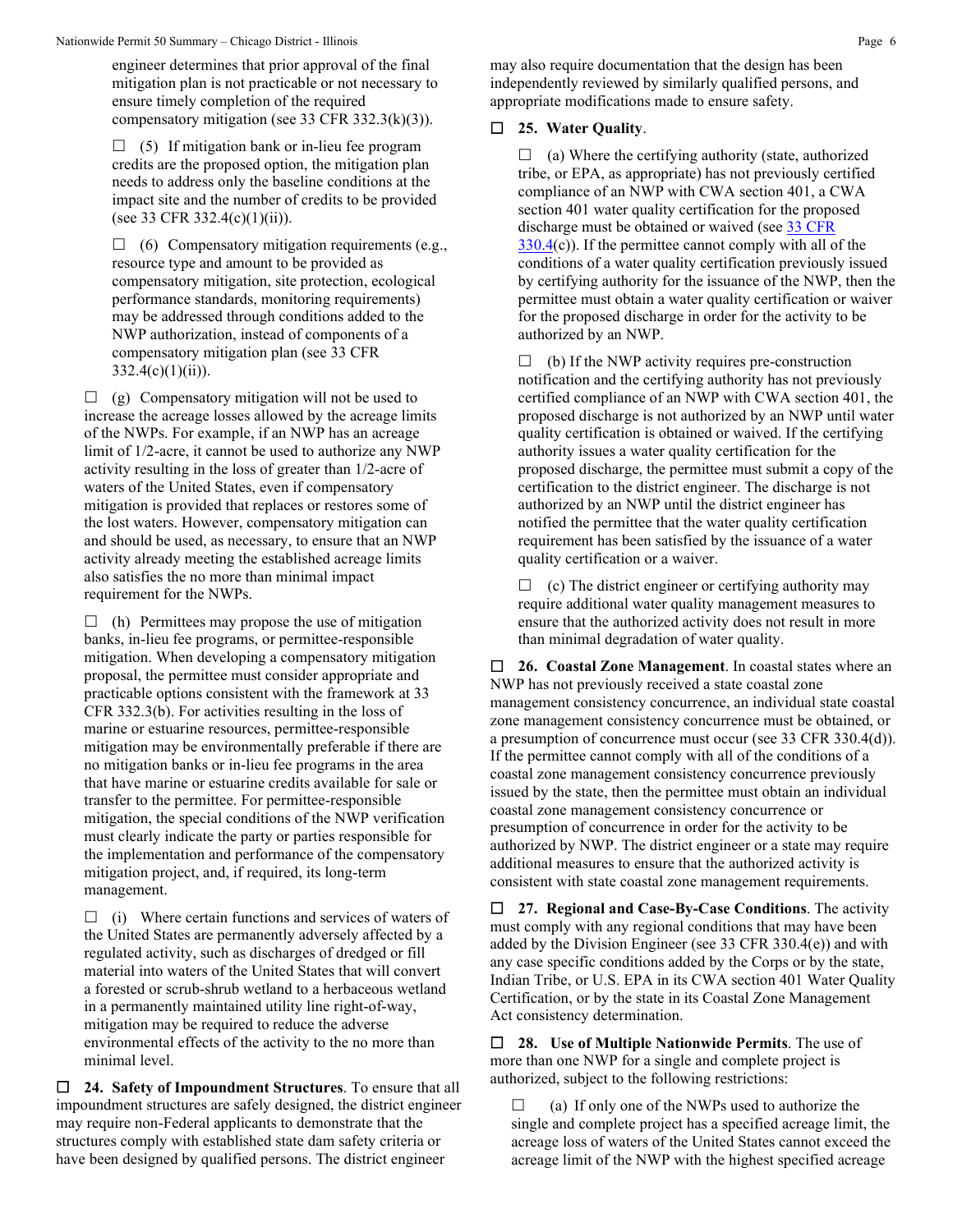engineer determines that prior approval of the final mitigation plan is not practicable or not necessary to ensure timely completion of the required compensatory mitigation (see 33 CFR 332.3(k)(3)).

☐ (5) If mitigation bank or in-lieu fee program credits are the proposed option, the mitigation plan needs to address only the baseline conditions at the impact site and the number of credits to be provided (see 33 CFR 332.4(c)(1)(ii)).

☐ (6) Compensatory mitigation requirements (e.g., resource type and amount to be provided as compensatory mitigation, site protection, ecological performance standards, monitoring requirements) may be addressed through conditions added to the NWP authorization, instead of components of a compensatory mitigation plan (see 33 CFR 332.4(c)(1)(ii)).

☐ (g) Compensatory mitigation will not be used to increase the acreage losses allowed by the acreage limits of the NWPs. For example, if an NWP has an acreage limit of 1/2-acre, it cannot be used to authorize any NWP activity resulting in the loss of greater than 1/2-acre of waters of the United States, even if compensatory mitigation is provided that replaces or restores some of the lost waters. However, compensatory mitigation can and should be used, as necessary, to ensure that an NWP activity already meeting the established acreage limits also satisfies the no more than minimal impact requirement for the NWPs.

☐ (h) Permittees may propose the use of mitigation banks, in-lieu fee programs, or permittee-responsible mitigation. When developing a compensatory mitigation proposal, the permittee must consider appropriate and practicable options consistent with the framework at 33 CFR 332.3(b). For activities resulting in the loss of marine or estuarine resources, permittee-responsible mitigation may be environmentally preferable if there are no mitigation banks or in-lieu fee programs in the area that have marine or estuarine credits available for sale or transfer to the permittee. For permittee-responsible mitigation, the special conditions of the NWP verification must clearly indicate the party or parties responsible for the implementation and performance of the compensatory mitigation project, and, if required, its long-term management.

☐ (i) Where certain functions and services of waters of the United States are permanently adversely affected by a regulated activity, such as discharges of dredged or fill material into waters of the United States that will convert a forested or scrub-shrub wetland to a herbaceous wetland in a permanently maintained utility line right-of-way, mitigation may be required to reduce the adverse environmental effects of the activity to the no more than minimal level.

☐ **24. Safety of Impoundment Structures**. To ensure that all impoundment structures are safely designed, the district engineer may require non-Federal applicants to demonstrate that the structures comply with established state dam safety criteria or have been designed by qualified persons. The district engineer may also require documentation that the design has been independently reviewed by similarly qualified persons, and appropriate modifications made to ensure safety.

☐ **25. Water Quality**.

☐ (a) Where the certifying authority (state, authorized tribe, or EPA, as appropriate) has not previously certified compliance of an NWP with CWA section 401, a CWA section 401 water quality certification for the proposed discharge must be obtained or waived (see 33 CFR 330.4(c)). If the permittee cannot comply with all of the conditions of a water quality certification previously issued by certifying authority for the issuance of the NWP, then the permittee must obtain a water quality certification or waiver for the proposed discharge in order for the activity to be authorized by an NWP.

☐ (b) If the NWP activity requires pre-construction notification and the certifying authority has not previously certified compliance of an NWP with CWA section 401, the proposed discharge is not authorized by an NWP until water quality certification is obtained or waived. If the certifying authority issues a water quality certification for the proposed discharge, the permittee must submit a copy of the certification to the district engineer. The discharge is not authorized by an NWP until the district engineer has notified the permittee that the water quality certification requirement has been satisfied by the issuance of a water quality certification or a waiver.

☐ (c) The district engineer or certifying authority may require additional water quality management measures to ensure that the authorized activity does not result in more than minimal degradation of water quality.

☐ **26. Coastal Zone Management**. In coastal states where an NWP has not previously received a state coastal zone management consistency concurrence, an individual state coastal zone management consistency concurrence must be obtained, or a presumption of concurrence must occur (see 33 CFR 330.4(d)). If the permittee cannot comply with all of the conditions of a coastal zone management consistency concurrence previously issued by the state, then the permittee must obtain an individual coastal zone management consistency concurrence or presumption of concurrence in order for the activity to be authorized by NWP. The district engineer or a state may require additional measures to ensure that the authorized activity is consistent with state coastal zone management requirements.

☐ **27. Regional and Case-By-Case Conditions**. The activity must comply with any regional conditions that may have been added by the Division Engineer (see 33 CFR 330.4(e)) and with any case specific conditions added by the Corps or by the state, Indian Tribe, or U.S. EPA in its CWA section 401 Water Quality Certification, or by the state in its Coastal Zone Management Act consistency determination.

☐ **28. Use of Multiple Nationwide Permits**. The use of more than one NWP for a single and complete project is authorized, subject to the following restrictions:

☐ (a) If only one of the NWPs used to authorize the single and complete project has a specified acreage limit, the acreage loss of waters of the United States cannot exceed the acreage limit of the NWP with the highest specified acreage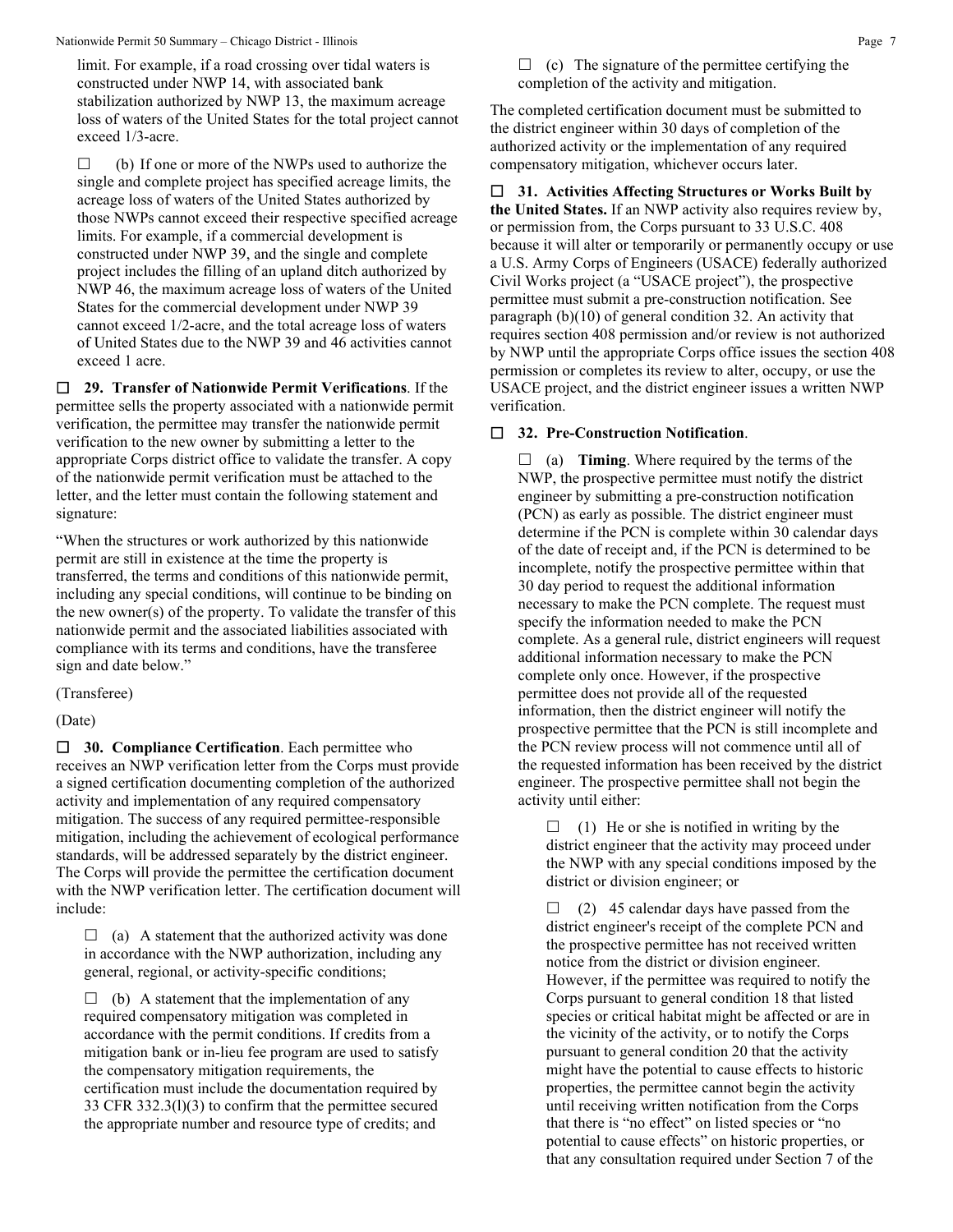limit. For example, if a road crossing over tidal waters is constructed under NWP 14, with associated bank stabilization authorized by NWP 13, the maximum acreage loss of waters of the United States for the total project cannot exceed 1/3-acre.

☐ (b) If one or more of the NWPs used to authorize the single and complete project has specified acreage limits, the acreage loss of waters of the United States authorized by those NWPs cannot exceed their respective specified acreage limits. For example, if a commercial development is constructed under NWP 39, and the single and complete project includes the filling of an upland ditch authorized by NWP 46, the maximum acreage loss of waters of the United States for the commercial development under NWP 39 cannot exceed 1/2-acre, and the total acreage loss of waters of United States due to the NWP 39 and 46 activities cannot exceed 1 acre.

☐ **29. Transfer of Nationwide Permit Verifications**. If the permittee sells the property associated with a nationwide permit verification, the permittee may transfer the nationwide permit verification to the new owner by submitting a letter to the appropriate Corps district office to validate the transfer. A copy of the nationwide permit verification must be attached to the letter, and the letter must contain the following statement and signature:

"When the structures or work authorized by this nationwide permit are still in existence at the time the property is transferred, the terms and conditions of this nationwide permit, including any special conditions, will continue to be binding on the new owner(s) of the property. To validate the transfer of this nationwide permit and the associated liabilities associated with compliance with its terms and conditions, have the transferee sign and date below."

(Transferee)

(Date)

☐ **30. Compliance Certification**. Each permittee who receives an NWP verification letter from the Corps must provide a signed certification documenting completion of the authorized activity and implementation of any required compensatory mitigation. The success of any required permittee-responsible mitigation, including the achievement of ecological performance standards, will be addressed separately by the district engineer. The Corps will provide the permittee the certification document with the NWP verification letter. The certification document will include:

☐ (a) A statement that the authorized activity was done in accordance with the NWP authorization, including any general, regional, or activity-specific conditions;

☐ (b) A statement that the implementation of any required compensatory mitigation was completed in accordance with the permit conditions. If credits from a mitigation bank or in-lieu fee program are used to satisfy the compensatory mitigation requirements, the certification must include the documentation required by 33 CFR 332.3(l)(3) to confirm that the permittee secured the appropriate number and resource type of credits; and

☐ (c) The signature of the permittee certifying the completion of the activity and mitigation.

The completed certification document must be submitted to the district engineer within 30 days of completion of the authorized activity or the implementation of any required compensatory mitigation, whichever occurs later.

☐ **31. Activities Affecting Structures or Works Built by the United States.** If an NWP activity also requires review by, or permission from, the Corps pursuant to 33 U.S.C. 408 because it will alter or temporarily or permanently occupy or use a U.S. Army Corps of Engineers (USACE) federally authorized Civil Works project (a "USACE project"), the prospective permittee must submit a pre-construction notification. See paragraph (b)(10) of general condition 32. An activity that requires section 408 permission and/or review is not authorized by NWP until the appropriate Corps office issues the section 408 permission or completes its review to alter, occupy, or use the USACE project, and the district engineer issues a written NWP verification.

☐ **32. Pre-Construction Notification**.

☐ (a) **Timing**. Where required by the terms of the NWP, the prospective permittee must notify the district engineer by submitting a pre-construction notification (PCN) as early as possible. The district engineer must determine if the PCN is complete within 30 calendar days of the date of receipt and, if the PCN is determined to be incomplete, notify the prospective permittee within that 30 day period to request the additional information necessary to make the PCN complete. The request must specify the information needed to make the PCN complete. As a general rule, district engineers will request additional information necessary to make the PCN complete only once. However, if the prospective permittee does not provide all of the requested information, then the district engineer will notify the prospective permittee that the PCN is still incomplete and the PCN review process will not commence until all of the requested information has been received by the district engineer. The prospective permittee shall not begin the activity until either:

☐ (1) He or she is notified in writing by the district engineer that the activity may proceed under the NWP with any special conditions imposed by the district or division engineer; or

☐ (2) 45 calendar days have passed from the district engineer's receipt of the complete PCN and the prospective permittee has not received written notice from the district or division engineer. However, if the permittee was required to notify the Corps pursuant to general condition 18 that listed species or critical habitat might be affected or are in the vicinity of the activity, or to notify the Corps pursuant to general condition 20 that the activity might have the potential to cause effects to historic properties, the permittee cannot begin the activity until receiving written notification from the Corps that there is "no effect" on listed species or "no potential to cause effects" on historic properties, or that any consultation required under Section 7 of the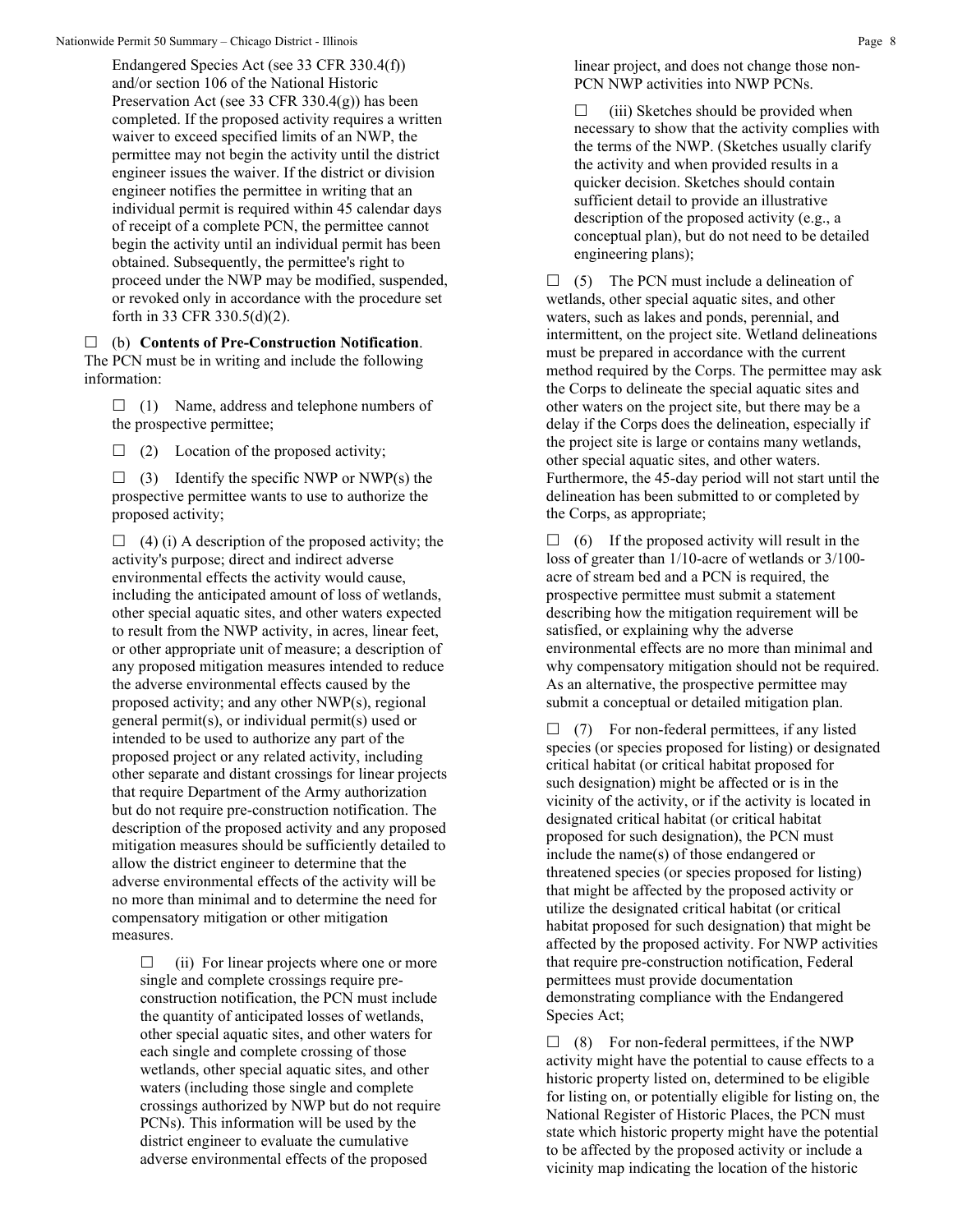Endangered Species Act (see 33 CFR 330.4(f)) and/or section 106 of the National Historic Preservation Act (see 33 CFR 330.4(g)) has been completed. If the proposed activity requires a written waiver to exceed specified limits of an NWP, the permittee may not begin the activity until the district engineer issues the waiver. If the district or division engineer notifies the permittee in writing that an individual permit is required within 45 calendar days of receipt of a complete PCN, the permittee cannot begin the activity until an individual permit has been obtained. Subsequently, the permittee's right to proceed under the NWP may be modified, suspended, or revoked only in accordance with the procedure set forth in 33 CFR 330.5(d)(2).

☐ (b) **Contents of Pre-Construction Notification**. The PCN must be in writing and include the following information:

☐ (1) Name, address and telephone numbers of the prospective permittee;

☐ (2) Location of the proposed activity;

☐ (3) Identify the specific NWP or NWP(s) the prospective permittee wants to use to authorize the proposed activity;

☐ (4) (i) A description of the proposed activity; the activity's purpose; direct and indirect adverse environmental effects the activity would cause, including the anticipated amount of loss of wetlands, other special aquatic sites, and other waters expected to result from the NWP activity, in acres, linear feet, or other appropriate unit of measure; a description of any proposed mitigation measures intended to reduce the adverse environmental effects caused by the proposed activity; and any other NWP(s), regional general permit(s), or individual permit(s) used or intended to be used to authorize any part of the proposed project or any related activity, including other separate and distant crossings for linear projects that require Department of the Army authorization but do not require pre-construction notification. The description of the proposed activity and any proposed mitigation measures should be sufficiently detailed to allow the district engineer to determine that the adverse environmental effects of the activity will be no more than minimal and to determine the need for compensatory mitigation or other mitigation measures.

☐ (ii) For linear projects where one or more single and complete crossings require pre-construction notification, the PCN must include the quantity of anticipated losses of wetlands, other special aquatic sites, and other waters for each single and complete crossing of those wetlands, other special aquatic sites, and other waters (including those single and complete crossings authorized by NWP but do not require PCNs). This information will be used by the district engineer to evaluate the cumulative adverse environmental effects of the proposed linear project, and does not change those non-PCN NWP activities into NWP PCNs.

☐ (iii) Sketches should be provided when necessary to show that the activity complies with the terms of the NWP. (Sketches usually clarify the activity and when provided results in a quicker decision. Sketches should contain sufficient detail to provide an illustrative description of the proposed activity (e.g., a conceptual plan), but do not need to be detailed engineering plans);

☐ (5) The PCN must include a delineation of wetlands, other special aquatic sites, and other waters, such as lakes and ponds, perennial, and intermittent, on the project site. Wetland delineations must be prepared in accordance with the current method required by the Corps. The permittee may ask the Corps to delineate the special aquatic sites and other waters on the project site, but there may be a delay if the Corps does the delineation, especially if the project site is large or contains many wetlands, other special aquatic sites, and other waters. Furthermore, the 45-day period will not start until the delineation has been submitted to or completed by the Corps, as appropriate;

☐ (6) If the proposed activity will result in the loss of greater than 1/10-acre of wetlands or 3/100-acre of stream bed and a PCN is required, the prospective permittee must submit a statement describing how the mitigation requirement will be satisfied, or explaining why the adverse environmental effects are no more than minimal and why compensatory mitigation should not be required. As an alternative, the prospective permittee may submit a conceptual or detailed mitigation plan.

☐ (7) For non-federal permittees, if any listed species (or species proposed for listing) or designated critical habitat (or critical habitat proposed for such designation) might be affected or is in the vicinity of the activity, or if the activity is located in designated critical habitat (or critical habitat proposed for such designation), the PCN must include the name(s) of those endangered or threatened species (or species proposed for listing) that might be affected by the proposed activity or utilize the designated critical habitat (or critical habitat proposed for such designation) that might be affected by the proposed activity. For NWP activities that require pre-construction notification, Federal permittees must provide documentation demonstrating compliance with the Endangered Species Act;

☐ (8) For non-federal permittees, if the NWP activity might have the potential to cause effects to a historic property listed on, determined to be eligible for listing on, or potentially eligible for listing on, the National Register of Historic Places, the PCN must state which historic property might have the potential to be affected by the proposed activity or include a vicinity map indicating the location of the historic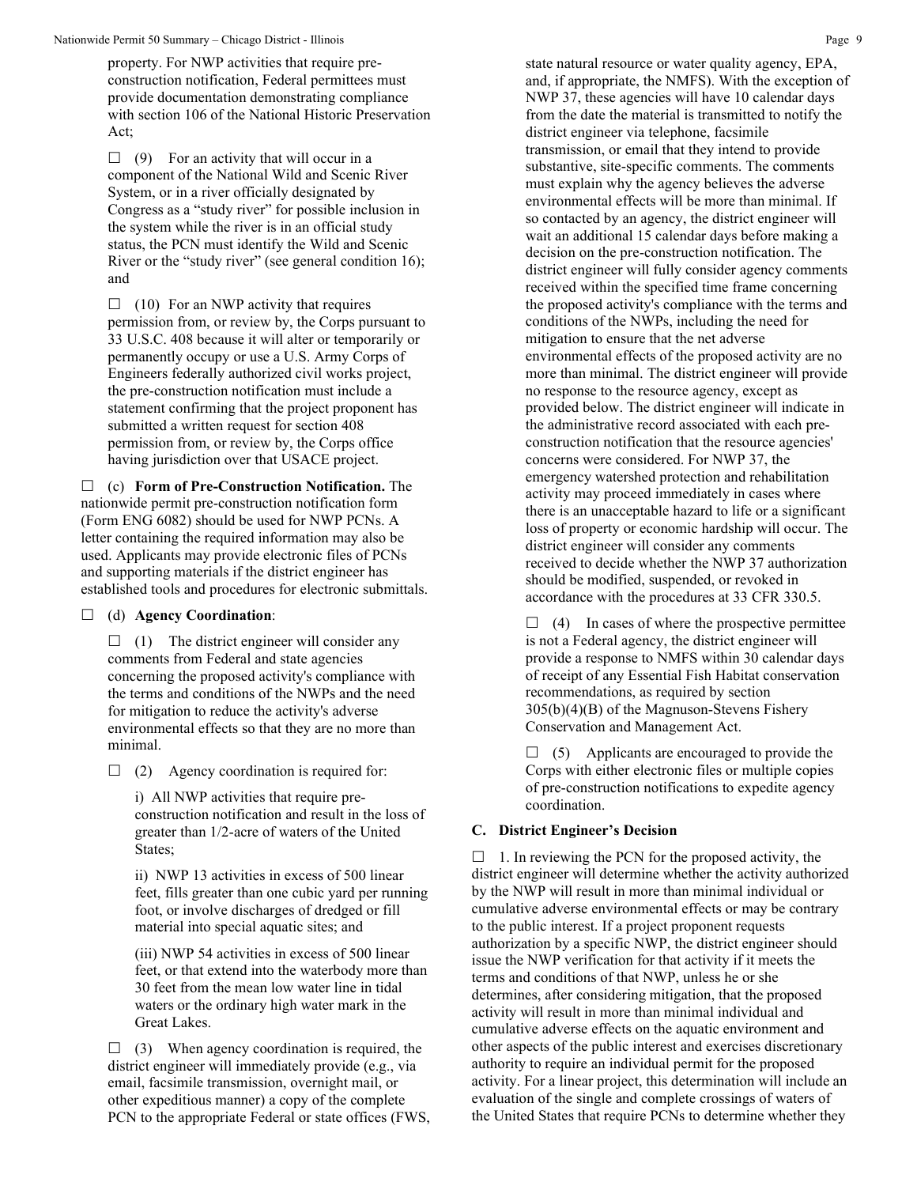property. For NWP activities that require pre-construction notification, Federal permittees must provide documentation demonstrating compliance with section 106 of the National Historic Preservation Act;

☐ (9) For an activity that will occur in a component of the National Wild and Scenic River System, or in a river officially designated by Congress as a "study river" for possible inclusion in the system while the river is in an official study status, the PCN must identify the Wild and Scenic River or the "study river" (see general condition 16); and

☐ (10) For an NWP activity that requires permission from, or review by, the Corps pursuant to 33 U.S.C. 408 because it will alter or temporarily or permanently occupy or use a U.S. Army Corps of Engineers federally authorized civil works project, the pre-construction notification must include a statement confirming that the project proponent has submitted a written request for section 408 permission from, or review by, the Corps office having jurisdiction over that USACE project.

☐ (c) **Form of Pre-Construction Notification.** The nationwide permit pre-construction notification form (Form ENG 6082) should be used for NWP PCNs. A letter containing the required information may also be used. Applicants may provide electronic files of PCNs and supporting materials if the district engineer has established tools and procedures for electronic submittals.

☐ (d) **Agency Coordination**:

☐ (1) The district engineer will consider any comments from Federal and state agencies concerning the proposed activity's compliance with the terms and conditions of the NWPs and the need for mitigation to reduce the activity's adverse environmental effects so that they are no more than minimal.

☐ (2) Agency coordination is required for:

i) All NWP activities that require pre-construction notification and result in the loss of greater than 1/2-acre of waters of the United States;

ii) NWP 13 activities in excess of 500 linear feet, fills greater than one cubic yard per running foot, or involve discharges of dredged or fill material into special aquatic sites; and

(iii) NWP 54 activities in excess of 500 linear feet, or that extend into the waterbody more than 30 feet from the mean low water line in tidal waters or the ordinary high water mark in the Great Lakes.

☐ (3) When agency coordination is required, the district engineer will immediately provide (e.g., via email, facsimile transmission, overnight mail, or other expeditious manner) a copy of the complete PCN to the appropriate Federal or state offices (FWS, state natural resource or water quality agency, EPA, and, if appropriate, the NMFS). With the exception of NWP 37, these agencies will have 10 calendar days from the date the material is transmitted to notify the district engineer via telephone, facsimile transmission, or email that they intend to provide substantive, site-specific comments. The comments must explain why the agency believes the adverse environmental effects will be more than minimal. If so contacted by an agency, the district engineer will wait an additional 15 calendar days before making a decision on the pre-construction notification. The district engineer will fully consider agency comments received within the specified time frame concerning the proposed activity's compliance with the terms and conditions of the NWPs, including the need for mitigation to ensure that the net adverse environmental effects of the proposed activity are no more than minimal. The district engineer will provide no response to the resource agency, except as provided below. The district engineer will indicate in the administrative record associated with each pre-construction notification that the resource agencies' concerns were considered. For NWP 37, the emergency watershed protection and rehabilitation activity may proceed immediately in cases where there is an unacceptable hazard to life or a significant loss of property or economic hardship will occur. The district engineer will consider any comments received to decide whether the NWP 37 authorization should be modified, suspended, or revoked in accordance with the procedures at 33 CFR 330.5.

☐ (4) In cases of where the prospective permittee is not a Federal agency, the district engineer will provide a response to NMFS within 30 calendar days of receipt of any Essential Fish Habitat conservation recommendations, as required by section 305(b)(4)(B) of the Magnuson-Stevens Fishery Conservation and Management Act.

☐ (5) Applicants are encouraged to provide the Corps with either electronic files or multiple copies of pre-construction notifications to expedite agency coordination.

### C. District Engineer's Decision

☐ 1. In reviewing the PCN for the proposed activity, the district engineer will determine whether the activity authorized by the NWP will result in more than minimal individual or cumulative adverse environmental effects or may be contrary to the public interest. If a project proponent requests authorization by a specific NWP, the district engineer should issue the NWP verification for that activity if it meets the terms and conditions of that NWP, unless he or she determines, after considering mitigation, that the proposed activity will result in more than minimal individual and cumulative adverse effects on the aquatic environment and other aspects of the public interest and exercises discretionary authority to require an individual permit for the proposed activity. For a linear project, this determination will include an evaluation of the single and complete crossings of waters of the United States that require PCNs to determine whether they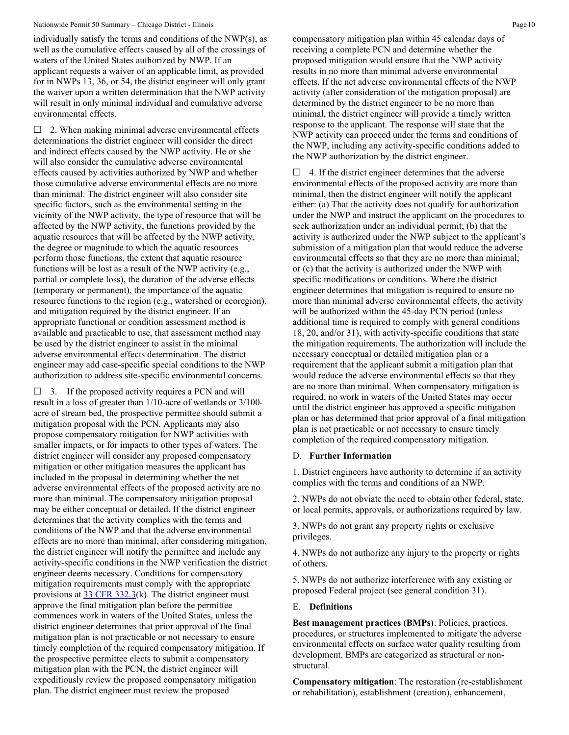individually satisfy the terms and conditions of the NWP(s), as well as the cumulative effects caused by all of the crossings of waters of the United States authorized by NWP. If an applicant requests a waiver of an applicable limit, as provided for in NWPs 13, 36, or 54, the district engineer will only grant the waiver upon a written determination that the NWP activity will result in only minimal individual and cumulative adverse environmental effects.

☐ 2. When making minimal adverse environmental effects determinations the district engineer will consider the direct and indirect effects caused by the NWP activity. He or she will also consider the cumulative adverse environmental effects caused by activities authorized by NWP and whether those cumulative adverse environmental effects are no more than minimal. The district engineer will also consider site specific factors, such as the environmental setting in the vicinity of the NWP activity, the type of resource that will be affected by the NWP activity, the functions provided by the aquatic resources that will be affected by the NWP activity, the degree or magnitude to which the aquatic resources perform those functions, the extent that aquatic resource functions will be lost as a result of the NWP activity (e.g., partial or complete loss), the duration of the adverse effects (temporary or permanent), the importance of the aquatic resource functions to the region (e.g., watershed or ecoregion), and mitigation required by the district engineer. If an appropriate functional or condition assessment method is available and practicable to use, that assessment method may be used by the district engineer to assist in the minimal adverse environmental effects determination. The district engineer may add case-specific special conditions to the NWP authorization to address site-specific environmental concerns.

☐ 3. If the proposed activity requires a PCN and will result in a loss of greater than 1/10-acre of wetlands or 3/100-acre of stream bed, the prospective permittee should submit a mitigation proposal with the PCN. Applicants may also propose compensatory mitigation for NWP activities with smaller impacts, or for impacts to other types of waters. The district engineer will consider any proposed compensatory mitigation or other mitigation measures the applicant has included in the proposal in determining whether the net adverse environmental effects of the proposed activity are no more than minimal. The compensatory mitigation proposal may be either conceptual or detailed. If the district engineer determines that the activity complies with the terms and conditions of the NWP and that the adverse environmental effects are no more than minimal, after considering mitigation, the district engineer will notify the permittee and include any activity-specific conditions in the NWP verification the district engineer deems necessary. Conditions for compensatory mitigation requirements must comply with the appropriate provisions at 33 CFR 332.3(k). The district engineer must approve the final mitigation plan before the permittee commences work in waters of the United States, unless the district engineer determines that prior approval of the final mitigation plan is not practicable or not necessary to ensure timely completion of the required compensatory mitigation. If the prospective permittee elects to submit a compensatory mitigation plan with the PCN, the district engineer will expeditiously review the proposed compensatory mitigation plan. The district engineer must review the proposed compensatory mitigation plan within 45 calendar days of receiving a complete PCN and determine whether the proposed mitigation would ensure that the NWP activity results in no more than minimal adverse environmental effects. If the net adverse environmental effects of the NWP activity (after consideration of the mitigation proposal) are determined by the district engineer to be no more than minimal, the district engineer will provide a timely written response to the applicant. The response will state that the NWP activity can proceed under the terms and conditions of the NWP, including any activity-specific conditions added to the NWP authorization by the district engineer.

☐ 4. If the district engineer determines that the adverse environmental effects of the proposed activity are more than minimal, then the district engineer will notify the applicant either: (a) That the activity does not qualify for authorization under the NWP and instruct the applicant on the procedures to seek authorization under an individual permit; (b) that the activity is authorized under the NWP subject to the applicant's submission of a mitigation plan that would reduce the adverse environmental effects so that they are no more than minimal; or (c) that the activity is authorized under the NWP with specific modifications or conditions. Where the district engineer determines that mitigation is required to ensure no more than minimal adverse environmental effects, the activity will be authorized within the 45-day PCN period (unless additional time is required to comply with general conditions 18, 20, and/or 31), with activity-specific conditions that state the mitigation requirements. The authorization will include the necessary conceptual or detailed mitigation plan or a requirement that the applicant submit a mitigation plan that would reduce the adverse environmental effects so that they are no more than minimal. When compensatory mitigation is required, no work in waters of the United States may occur until the district engineer has approved a specific mitigation plan or has determined that prior approval of a final mitigation plan is not practicable or not necessary to ensure timely completion of the required compensatory mitigation.

## D. Further Information

1. District engineers have authority to determine if an activity complies with the terms and conditions of an NWP.

2. NWPs do not obviate the need to obtain other federal, state, or local permits, approvals, or authorizations required by law.

3. NWPs do not grant any property rights or exclusive privileges.

4. NWPs do not authorize any injury to the property or rights of others.

5. NWPs do not authorize interference with any existing or proposed Federal project (see general condition 31).

## E. Definitions

**Best management practices (BMPs)**: Policies, practices, procedures, or structures implemented to mitigate the adverse environmental effects on surface water quality resulting from development. BMPs are categorized as structural or non-structural.

**Compensatory mitigation**: The restoration (re-establishment or rehabilitation), establishment (creation), enhancement,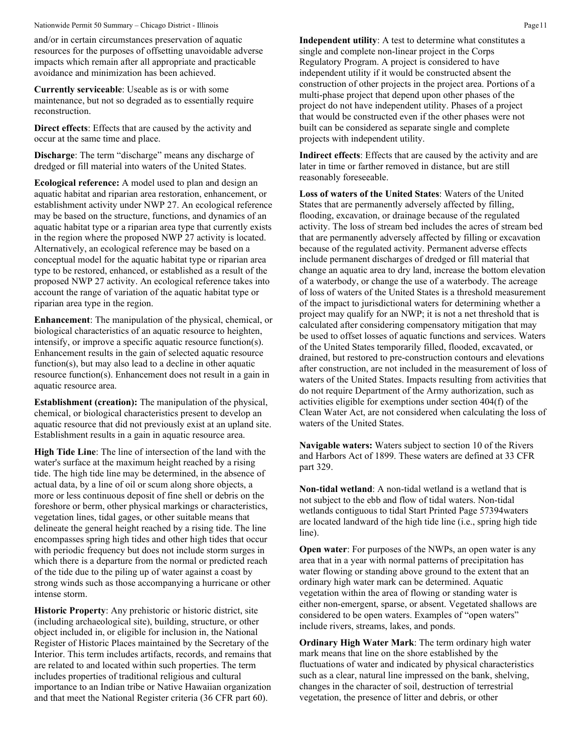and/or in certain circumstances preservation of aquatic resources for the purposes of offsetting unavoidable adverse impacts which remain after all appropriate and practicable avoidance and minimization has been achieved.

**Currently serviceable**: Useable as is or with some maintenance, but not so degraded as to essentially require reconstruction.

**Direct effects**: Effects that are caused by the activity and occur at the same time and place.

**Discharge**: The term "discharge" means any discharge of dredged or fill material into waters of the United States.

**Ecological reference:** A model used to plan and design an aquatic habitat and riparian area restoration, enhancement, or establishment activity under NWP 27. An ecological reference may be based on the structure, functions, and dynamics of an aquatic habitat type or a riparian area type that currently exists in the region where the proposed NWP 27 activity is located. Alternatively, an ecological reference may be based on a conceptual model for the aquatic habitat type or riparian area type to be restored, enhanced, or established as a result of the proposed NWP 27 activity. An ecological reference takes into account the range of variation of the aquatic habitat type or riparian area type in the region.

**Enhancement**: The manipulation of the physical, chemical, or biological characteristics of an aquatic resource to heighten, intensify, or improve a specific aquatic resource function(s). Enhancement results in the gain of selected aquatic resource function(s), but may also lead to a decline in other aquatic resource function(s). Enhancement does not result in a gain in aquatic resource area.

**Establishment (creation):** The manipulation of the physical, chemical, or biological characteristics present to develop an aquatic resource that did not previously exist at an upland site. Establishment results in a gain in aquatic resource area.

**High Tide Line**: The line of intersection of the land with the water's surface at the maximum height reached by a rising tide. The high tide line may be determined, in the absence of actual data, by a line of oil or scum along shore objects, a more or less continuous deposit of fine shell or debris on the foreshore or berm, other physical markings or characteristics, vegetation lines, tidal gages, or other suitable means that delineate the general height reached by a rising tide. The line encompasses spring high tides and other high tides that occur with periodic frequency but does not include storm surges in which there is a departure from the normal or predicted reach of the tide due to the piling up of water against a coast by strong winds such as those accompanying a hurricane or other intense storm.

**Historic Property**: Any prehistoric or historic district, site (including archaeological site), building, structure, or other object included in, or eligible for inclusion in, the National Register of Historic Places maintained by the Secretary of the Interior. This term includes artifacts, records, and remains that are related to and located within such properties. The term includes properties of traditional religious and cultural importance to an Indian tribe or Native Hawaiian organization and that meet the National Register criteria (36 CFR part 60).

**Independent utility**: A test to determine what constitutes a single and complete non-linear project in the Corps Regulatory Program. A project is considered to have independent utility if it would be constructed absent the construction of other projects in the project area. Portions of a multi-phase project that depend upon other phases of the project do not have independent utility. Phases of a project that would be constructed even if the other phases were not built can be considered as separate single and complete projects with independent utility.

**Indirect effects**: Effects that are caused by the activity and are later in time or farther removed in distance, but are still reasonably foreseeable.

**Loss of waters of the United States**: Waters of the United States that are permanently adversely affected by filling, flooding, excavation, or drainage because of the regulated activity. The loss of stream bed includes the acres of stream bed that are permanently adversely affected by filling or excavation because of the regulated activity. Permanent adverse effects include permanent discharges of dredged or fill material that change an aquatic area to dry land, increase the bottom elevation of a waterbody, or change the use of a waterbody. The acreage of loss of waters of the United States is a threshold measurement of the impact to jurisdictional waters for determining whether a project may qualify for an NWP; it is not a net threshold that is calculated after considering compensatory mitigation that may be used to offset losses of aquatic functions and services. Waters of the United States temporarily filled, flooded, excavated, or drained, but restored to pre-construction contours and elevations after construction, are not included in the measurement of loss of waters of the United States. Impacts resulting from activities that do not require Department of the Army authorization, such as activities eligible for exemptions under section 404(f) of the Clean Water Act, are not considered when calculating the loss of waters of the United States.

**Navigable waters:** Waters subject to section 10 of the Rivers and Harbors Act of 1899. These waters are defined at 33 CFR part 329.

**Non-tidal wetland**: A non-tidal wetland is a wetland that is not subject to the ebb and flow of tidal waters. Non-tidal wetlands contiguous to tidal Start Printed Page 57394waters are located landward of the high tide line (i.e., spring high tide line).

**Open water**: For purposes of the NWPs, an open water is any area that in a year with normal patterns of precipitation has water flowing or standing above ground to the extent that an ordinary high water mark can be determined. Aquatic vegetation within the area of flowing or standing water is either non-emergent, sparse, or absent. Vegetated shallows are considered to be open waters. Examples of "open waters" include rivers, streams, lakes, and ponds.

**Ordinary High Water Mark**: The term ordinary high water mark means that line on the shore established by the fluctuations of water and indicated by physical characteristics such as a clear, natural line impressed on the bank, shelving, changes in the character of soil, destruction of terrestrial vegetation, the presence of litter and debris, or other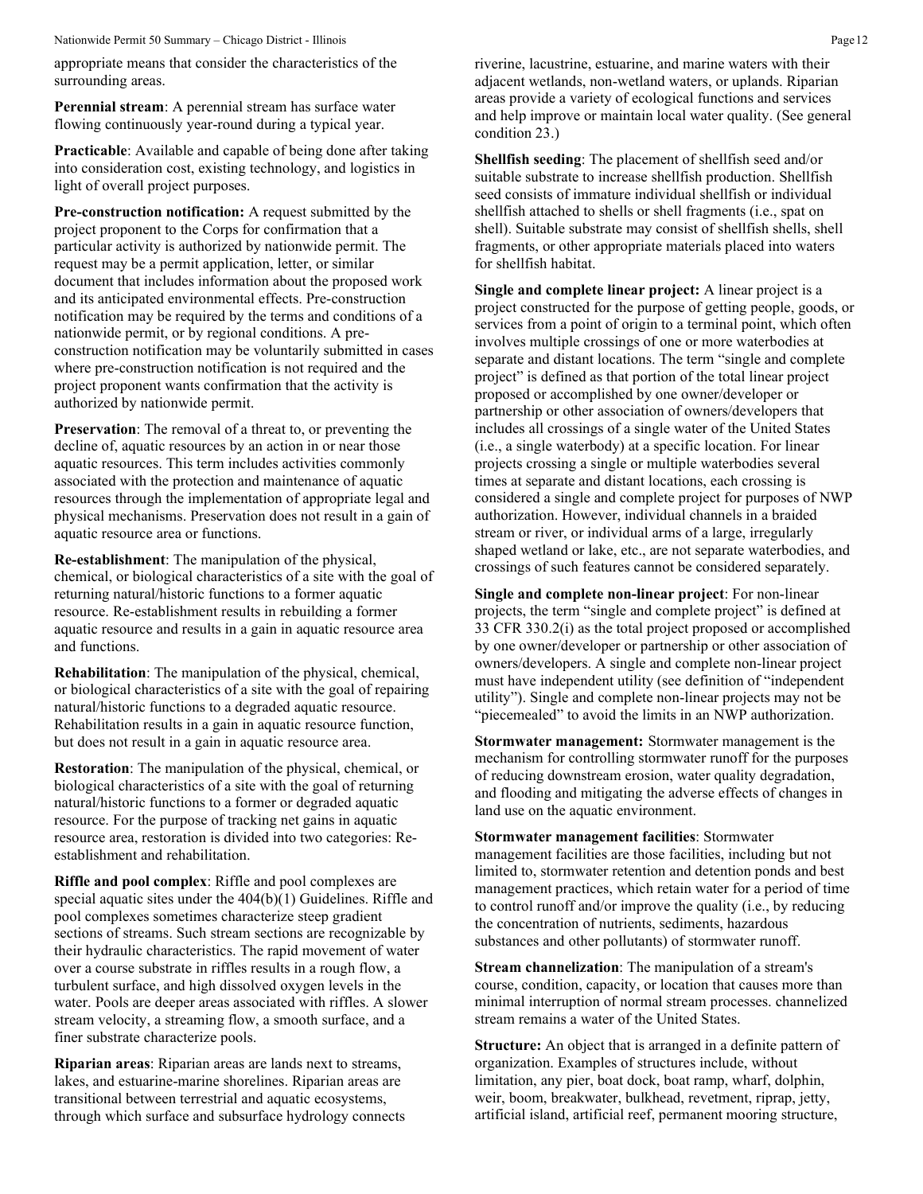appropriate means that consider the characteristics of the surrounding areas.

**Perennial stream**: A perennial stream has surface water flowing continuously year-round during a typical year.

**Practicable**: Available and capable of being done after taking into consideration cost, existing technology, and logistics in light of overall project purposes.

**Pre-construction notification:** A request submitted by the project proponent to the Corps for confirmation that a particular activity is authorized by nationwide permit. The request may be a permit application, letter, or similar document that includes information about the proposed work and its anticipated environmental effects. Pre-construction notification may be required by the terms and conditions of a nationwide permit, or by regional conditions. A pre-construction notification may be voluntarily submitted in cases where pre-construction notification is not required and the project proponent wants confirmation that the activity is authorized by nationwide permit.

**Preservation**: The removal of a threat to, or preventing the decline of, aquatic resources by an action in or near those aquatic resources. This term includes activities commonly associated with the protection and maintenance of aquatic resources through the implementation of appropriate legal and physical mechanisms. Preservation does not result in a gain of aquatic resource area or functions.

**Re-establishment**: The manipulation of the physical, chemical, or biological characteristics of a site with the goal of returning natural/historic functions to a former aquatic resource. Re-establishment results in rebuilding a former aquatic resource and results in a gain in aquatic resource area and functions.

**Rehabilitation**: The manipulation of the physical, chemical, or biological characteristics of a site with the goal of repairing natural/historic functions to a degraded aquatic resource. Rehabilitation results in a gain in aquatic resource function, but does not result in a gain in aquatic resource area.

**Restoration**: The manipulation of the physical, chemical, or biological characteristics of a site with the goal of returning natural/historic functions to a former or degraded aquatic resource. For the purpose of tracking net gains in aquatic resource area, restoration is divided into two categories: Re-establishment and rehabilitation.

**Riffle and pool complex**: Riffle and pool complexes are special aquatic sites under the 404(b)(1) Guidelines. Riffle and pool complexes sometimes characterize steep gradient sections of streams. Such stream sections are recognizable by their hydraulic characteristics. The rapid movement of water over a course substrate in riffles results in a rough flow, a turbulent surface, and high dissolved oxygen levels in the water. Pools are deeper areas associated with riffles. A slower stream velocity, a streaming flow, a smooth surface, and a finer substrate characterize pools.

**Riparian areas**: Riparian areas are lands next to streams, lakes, and estuarine-marine shorelines. Riparian areas are transitional between terrestrial and aquatic ecosystems, through which surface and subsurface hydrology connects riverine, lacustrine, estuarine, and marine waters with their adjacent wetlands, non-wetland waters, or uplands. Riparian areas provide a variety of ecological functions and services and help improve or maintain local water quality. (See general condition 23.)

**Shellfish seeding**: The placement of shellfish seed and/or suitable substrate to increase shellfish production. Shellfish seed consists of immature individual shellfish or individual shellfish attached to shells or shell fragments (i.e., spat on shell). Suitable substrate may consist of shellfish shells, shell fragments, or other appropriate materials placed into waters for shellfish habitat.

**Single and complete linear project:** A linear project is a project constructed for the purpose of getting people, goods, or services from a point of origin to a terminal point, which often involves multiple crossings of one or more waterbodies at separate and distant locations. The term "single and complete project" is defined as that portion of the total linear project proposed or accomplished by one owner/developer or partnership or other association of owners/developers that includes all crossings of a single water of the United States (i.e., a single waterbody) at a specific location. For linear projects crossing a single or multiple waterbodies several times at separate and distant locations, each crossing is considered a single and complete project for purposes of NWP authorization. However, individual channels in a braided stream or river, or individual arms of a large, irregularly shaped wetland or lake, etc., are not separate waterbodies, and crossings of such features cannot be considered separately.

**Single and complete non-linear project**: For non-linear projects, the term "single and complete project" is defined at 33 CFR 330.2(i) as the total project proposed or accomplished by one owner/developer or partnership or other association of owners/developers. A single and complete non-linear project must have independent utility (see definition of "independent utility"). Single and complete non-linear projects may not be "piecemealed" to avoid the limits in an NWP authorization.

**Stormwater management:** Stormwater management is the mechanism for controlling stormwater runoff for the purposes of reducing downstream erosion, water quality degradation, and flooding and mitigating the adverse effects of changes in land use on the aquatic environment.

**Stormwater management facilities**: Stormwater management facilities are those facilities, including but not limited to, stormwater retention and detention ponds and best management practices, which retain water for a period of time to control runoff and/or improve the quality (i.e., by reducing the concentration of nutrients, sediments, hazardous substances and other pollutants) of stormwater runoff.

**Stream channelization**: The manipulation of a stream's course, condition, capacity, or location that causes more than minimal interruption of normal stream processes. channelized stream remains a water of the United States.

**Structure:** An object that is arranged in a definite pattern of organization. Examples of structures include, without limitation, any pier, boat dock, boat ramp, wharf, dolphin, weir, boom, breakwater, bulkhead, revetment, riprap, jetty, artificial island, artificial reef, permanent mooring structure,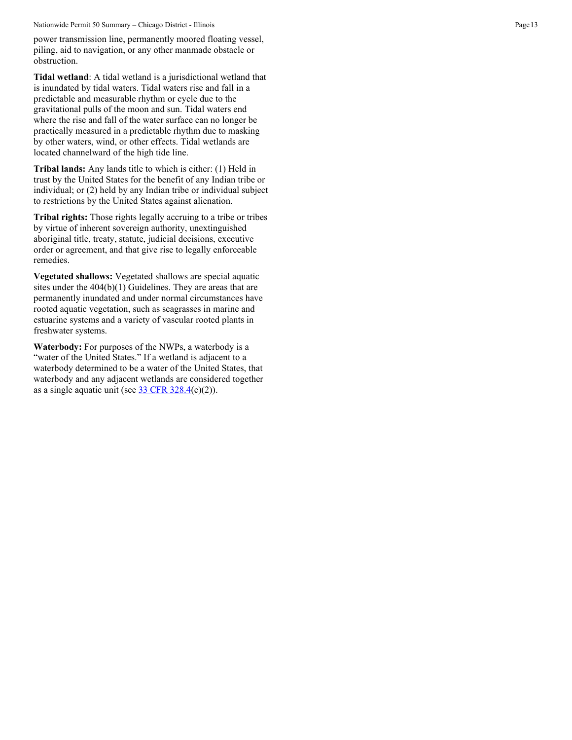power transmission line, permanently moored floating vessel, piling, aid to navigation, or any other manmade obstacle or obstruction.

**Tidal wetland**: A tidal wetland is a jurisdictional wetland that is inundated by tidal waters. Tidal waters rise and fall in a predictable and measurable rhythm or cycle due to the gravitational pulls of the moon and sun. Tidal waters end where the rise and fall of the water surface can no longer be practically measured in a predictable rhythm due to masking by other waters, wind, or other effects. Tidal wetlands are located channelward of the high tide line.

**Tribal lands:** Any lands title to which is either: (1) Held in trust by the United States for the benefit of any Indian tribe or individual; or (2) held by any Indian tribe or individual subject to restrictions by the United States against alienation.

**Tribal rights:** Those rights legally accruing to a tribe or tribes by virtue of inherent sovereign authority, unextinguished aboriginal title, treaty, statute, judicial decisions, executive order or agreement, and that give rise to legally enforceable remedies.

**Vegetated shallows:** Vegetated shallows are special aquatic sites under the 404(b)(1) Guidelines. They are areas that are permanently inundated and under normal circumstances have rooted aquatic vegetation, such as seagrasses in marine and estuarine systems and a variety of vascular rooted plants in freshwater systems.

**Waterbody:** For purposes of the NWPs, a waterbody is a "water of the United States." If a wetland is adjacent to a waterbody determined to be a water of the United States, that waterbody and any adjacent wetlands are considered together as a single aquatic unit (see 33 CFR 328.4(c)(2)).